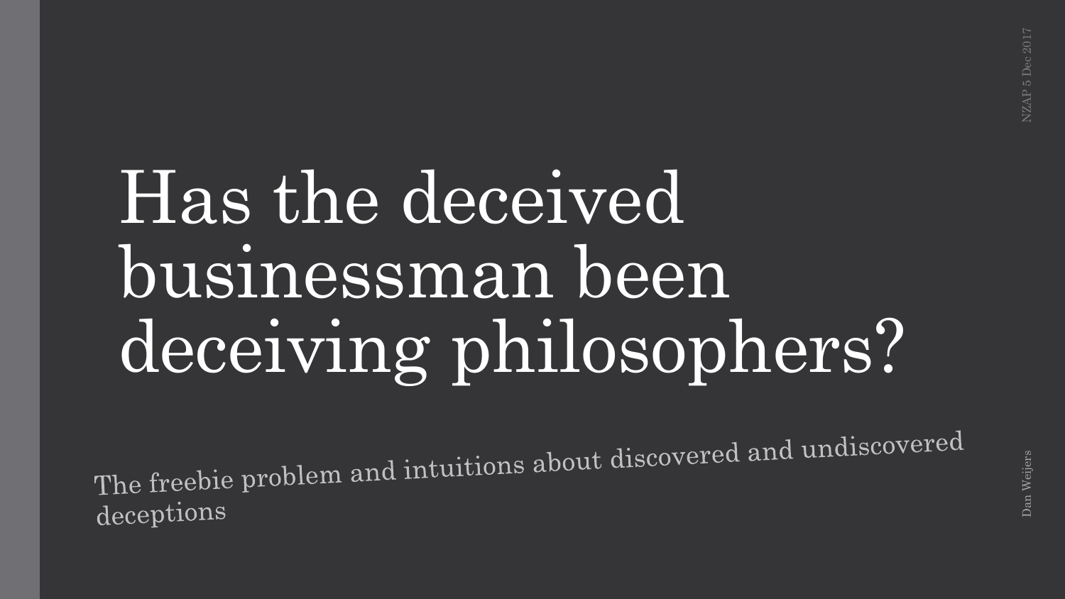# Has the deceived businessman been deceiving philosophers?

The freebie problem and intuitions about discovered and undiscovered deceptions

Dan Weijers

NZAP 5 Dec 2017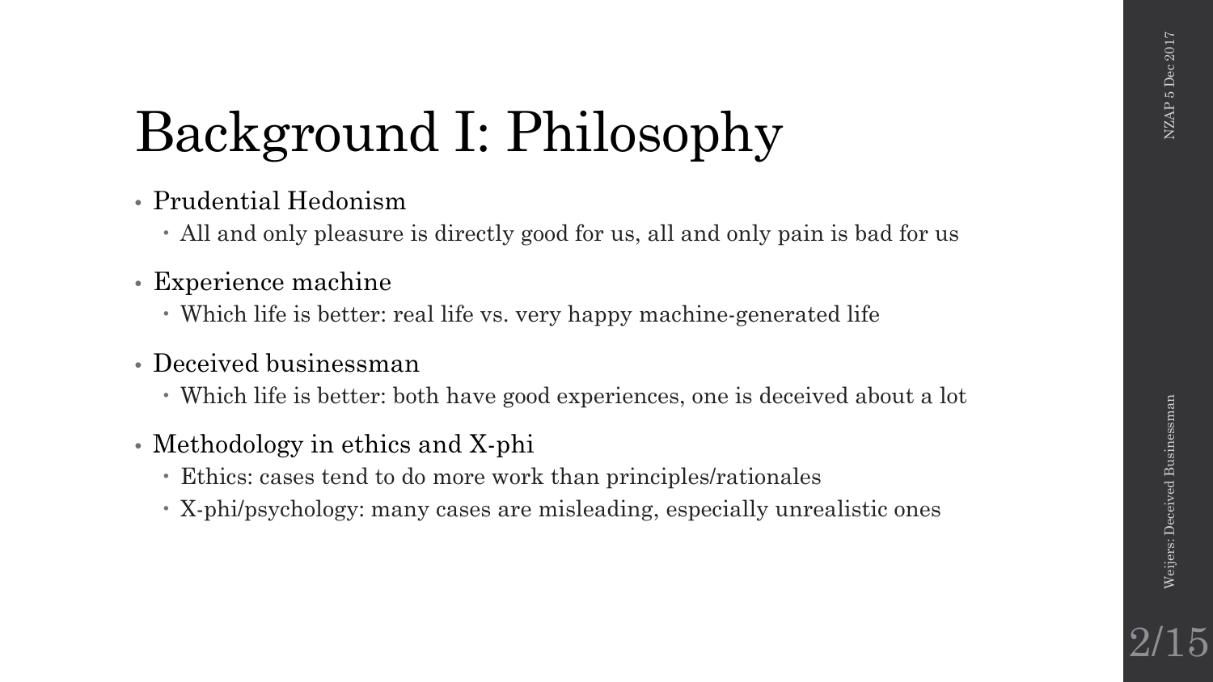# Background I: Philosophy

- Prudential Hedonism
  - All and only pleasure is directly good for us, all and only pain is bad for us
- Experience machine
  - Which life is better: real life vs. very happy machine-generated life
- Deceived businessman
  - Which life is better: both have good experiences, one is deceived about a lot
- Methodology in ethics and X-phi
  - Ethics: cases tend to do more work than principles/rationales
  - X-phi/psychology: many cases are misleading, especially unrealistic ones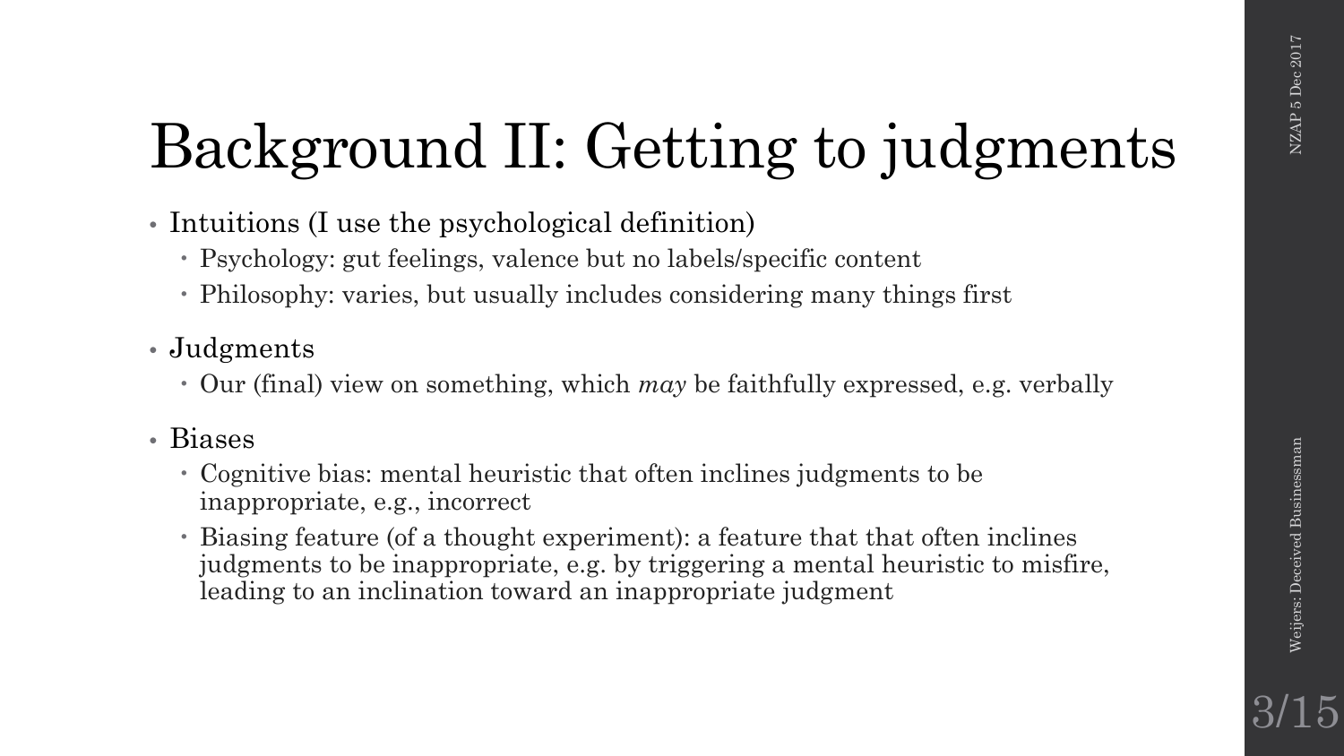# Background II: Getting to judgments

- Intuitions (I use the psychological definition)
  - Psychology: gut feelings, valence but no labels/specific content
  - Philosophy: varies, but usually includes considering many things first
- Judgments
  - Our (final) view on something, which *may* be faithfully expressed, e.g. verbally
- Biases
  - Cognitive bias: mental heuristic that often inclines judgments to be inappropriate, e.g., incorrect
  - Biasing feature (of a thought experiment): a feature that that often inclines judgments to be inappropriate, e.g. by triggering a mental heuristic to misfire, leading to an inclination toward an inappropriate judgment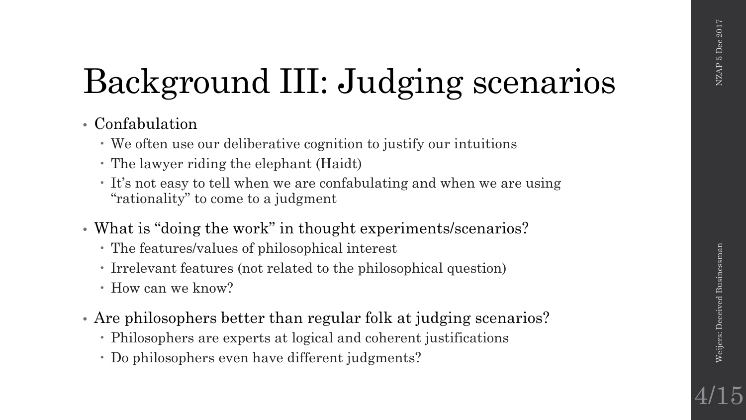# Background III: Judging scenarios

- Confabulation
  - We often use our deliberative cognition to justify our intuitions
  - The lawyer riding the elephant (Haidt)
  - It's not easy to tell when we are confabulating and when we are using "rationality" to come to a judgment
- What is "doing the work" in thought experiments/scenarios?
  - The features/values of philosophical interest
  - Irrelevant features (not related to the philosophical question)
  - How can we know?
- Are philosophers better than regular folk at judging scenarios?
  - Philosophers are experts at logical and coherent justifications
  - Do philosophers even have different judgments?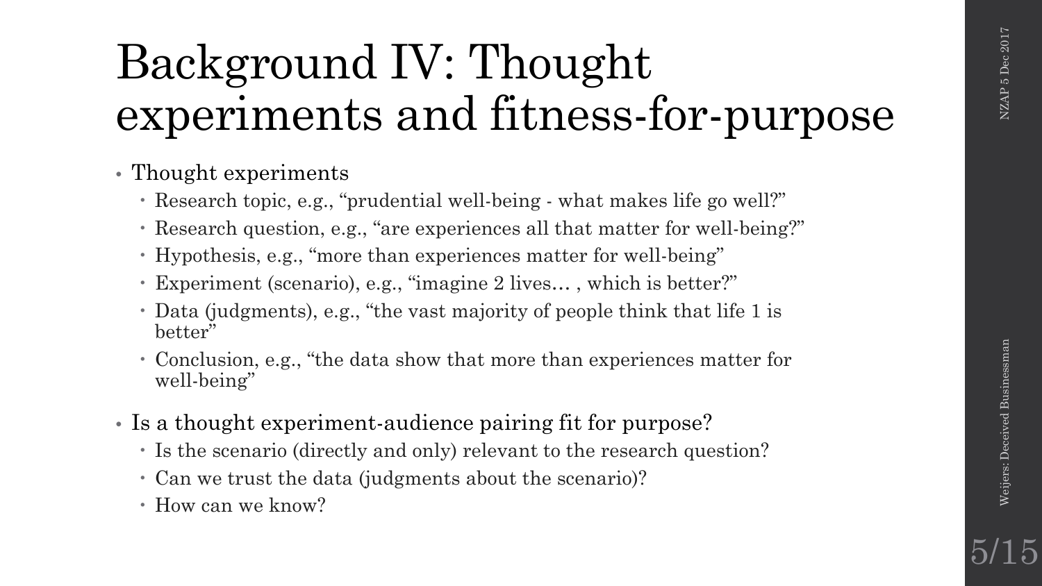# Background IV: Thought experiments and fitness-for-purpose

- Thought experiments
  - Research topic, e.g., "prudential well-being - what makes life go well?"
  - Research question, e.g., "are experiences all that matter for well-being?"
  - Hypothesis, e.g., "more than experiences matter for well-being"
  - Experiment (scenario), e.g., "imagine 2 lives… , which is better?"
  - Data (judgments), e.g., "the vast majority of people think that life 1 is better"
  - Conclusion, e.g., "the data show that more than experiences matter for well-being"
- Is a thought experiment-audience pairing fit for purpose?
  - Is the scenario (directly and only) relevant to the research question?
  - Can we trust the data (judgments about the scenario)?
  - How can we know?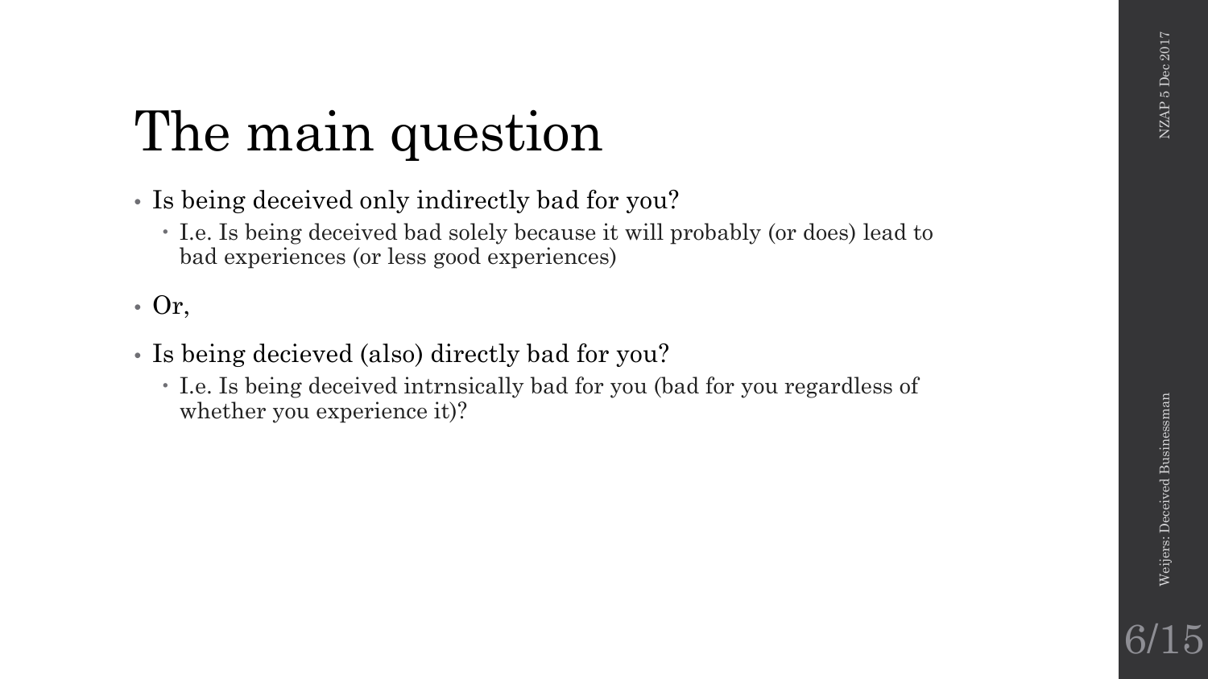# The main question

- Is being deceived only indirectly bad for you?
  - I.e. Is being deceived bad solely because it will probably (or does) lead to bad experiences (or less good experiences)
- Or,
- Is being decieved (also) directly bad for you?
  - I.e. Is being deceived intrnsically bad for you (bad for you regardless of whether you experience it)?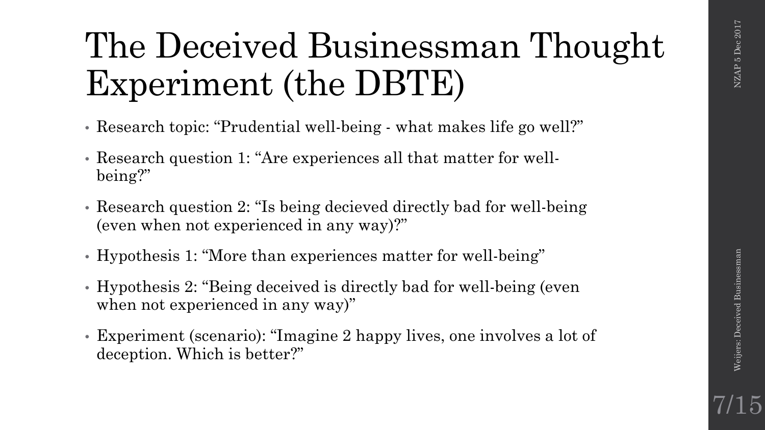# The Deceived Businessman Thought Experiment (the DBTE)

- Research topic: “Prudential well-being - what makes life go well?”
- Research question 1: “Are experiences all that matter for well-being?”
- Research question 2: “Is being decieved directly bad for well-being (even when not experienced in any way)?”
- Hypothesis 1: “More than experiences matter for well-being”
- Hypothesis 2: “Being deceived is directly bad for well-being (even when not experienced in any way)”
- Experiment (scenario): “Imagine 2 happy lives, one involves a lot of deception. Which is better?”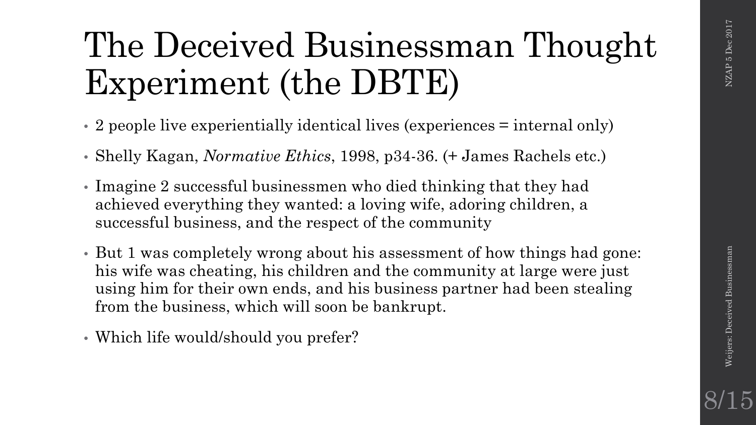# The Deceived Businessman Thought Experiment (the DBTE)

- 2 people live experientially identical lives (experiences = internal only)
- Shelly Kagan, *Normative Ethics*, 1998, p34-36. (+ James Rachels etc.)
- Imagine 2 successful businessmen who died thinking that they had achieved everything they wanted: a loving wife, adoring children, a successful business, and the respect of the community
- But 1 was completely wrong about his assessment of how things had gone: his wife was cheating, his children and the community at large were just using him for their own ends, and his business partner had been stealing from the business, which will soon be bankrupt.
- Which life would/should you prefer?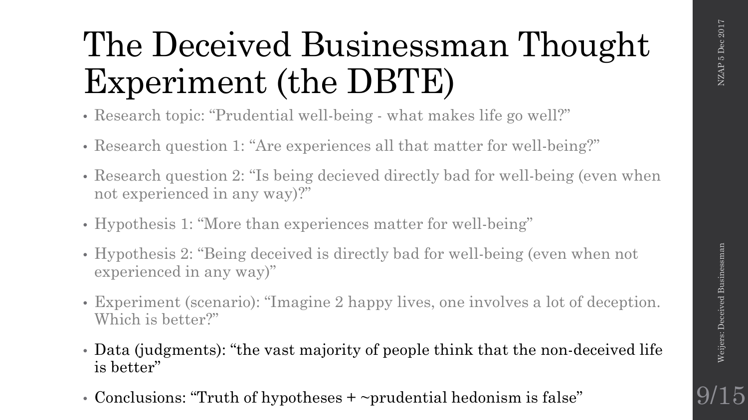# The Deceived Businessman Thought Experiment (the DBTE)

- Research topic: "Prudential well-being - what makes life go well?"
- Research question 1: "Are experiences all that matter for well-being?"
- Research question 2: "Is being decieved directly bad for well-being (even when not experienced in any way)?"
- Hypothesis 1: "More than experiences matter for well-being"
- Hypothesis 2: "Being deceived is directly bad for well-being (even when not experienced in any way)"
- Experiment (scenario): "Imagine 2 happy lives, one involves a lot of deception. Which is better?"
- Data (judgments): "the vast majority of people think that the non-deceived life is better"
- Conclusions: "Truth of hypotheses + ~prudential hedonism is false"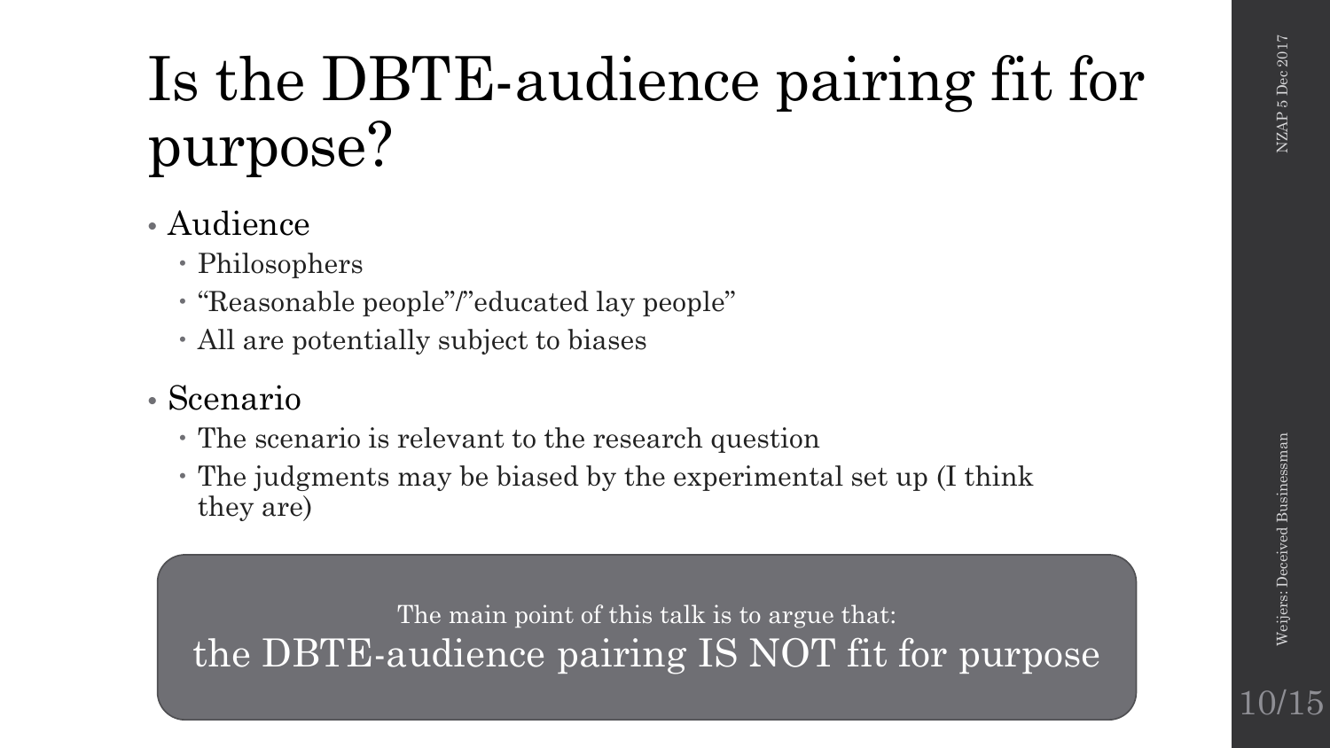# Is the DBTE-audience pairing fit for purpose?

- Audience
  - Philosophers
  - "Reasonable people"/"educated lay people"
  - All are potentially subject to biases
- Scenario
  - The scenario is relevant to the research question
  - The judgments may be biased by the experimental set up (I think they are)

The main point of this talk is to argue that:

the DBTE-audience pairing IS NOT fit for purpose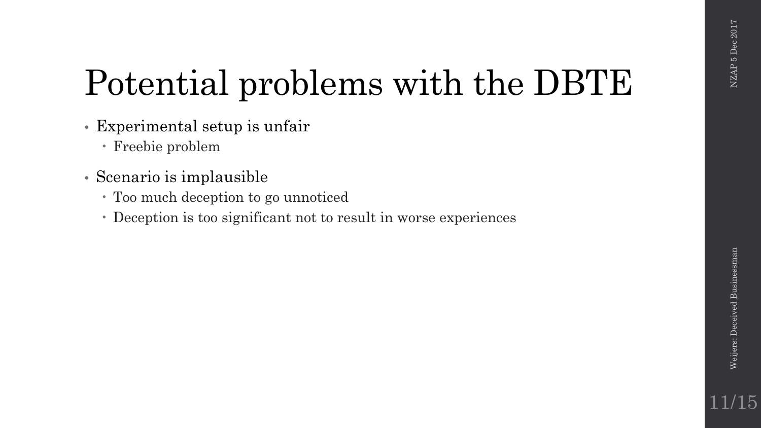# Potential problems with the DBTE

- Experimental setup is unfair
  - Freebie problem
- Scenario is implausible
  - Too much deception to go unnoticed
  - Deception is too significant not to result in worse experiences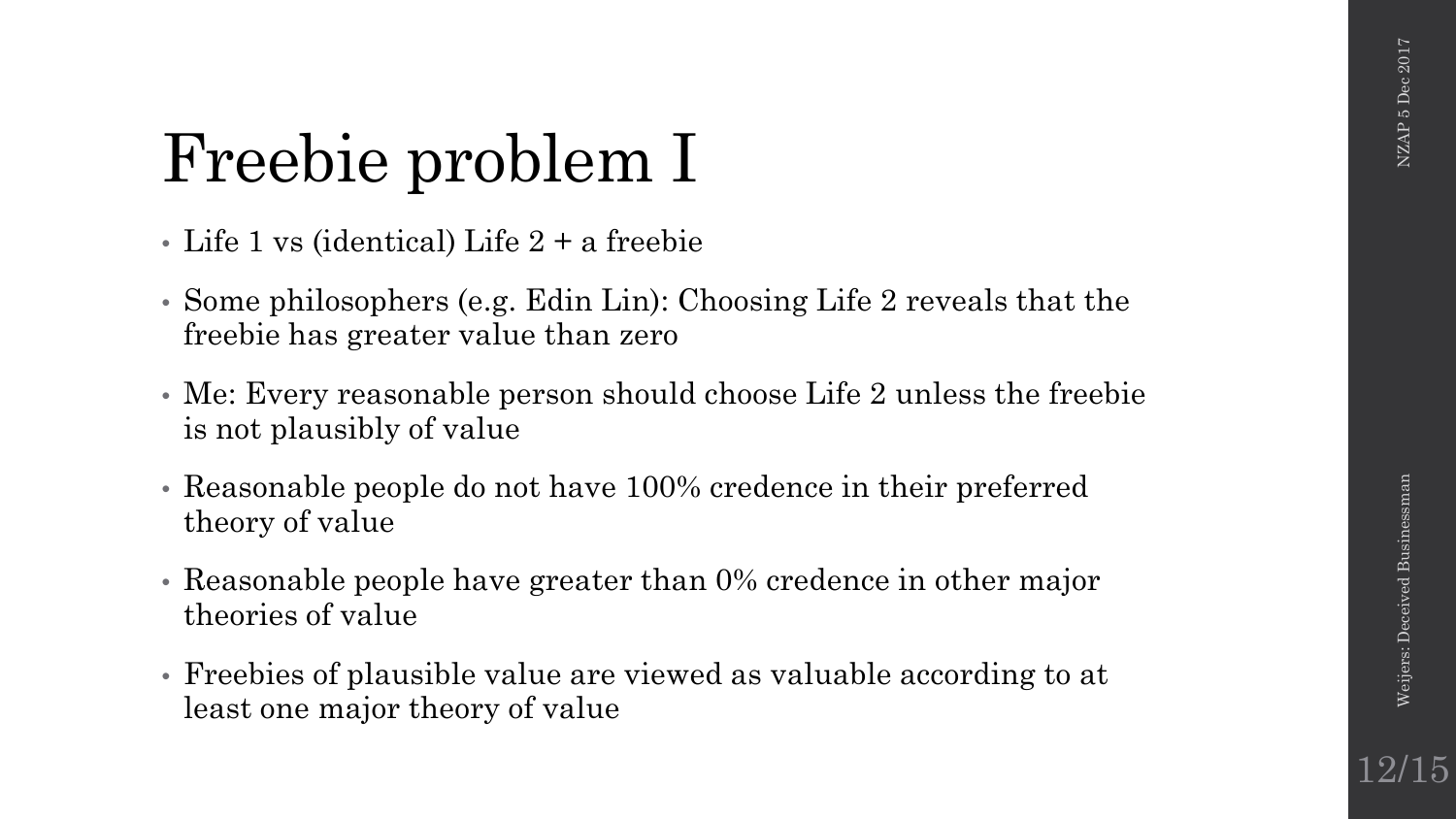# Freebie problem I

- Life 1 vs (identical) Life 2 + a freebie
- Some philosophers (e.g. Edin Lin): Choosing Life 2 reveals that the freebie has greater value than zero
- Me: Every reasonable person should choose Life 2 unless the freebie is not plausibly of value
- Reasonable people do not have 100% credence in their preferred theory of value
- Reasonable people have greater than 0% credence in other major theories of value
- Freebies of plausible value are viewed as valuable according to at least one major theory of value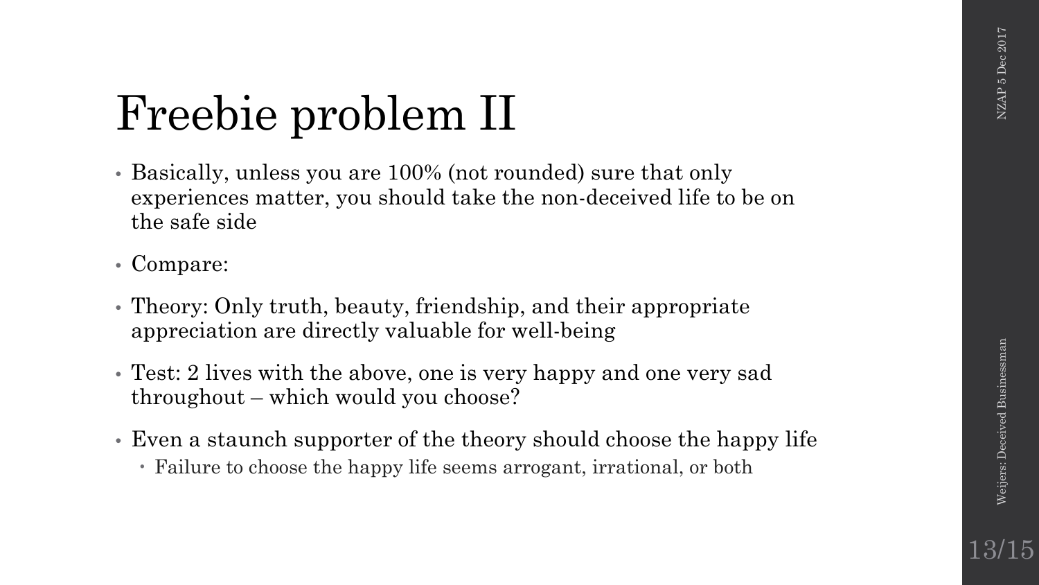# Freebie problem II

- Basically, unless you are 100% (not rounded) sure that only experiences matter, you should take the non-deceived life to be on the safe side
- Compare:
- Theory: Only truth, beauty, friendship, and their appropriate appreciation are directly valuable for well-being
- Test: 2 lives with the above, one is very happy and one very sad throughout – which would you choose?
- Even a staunch supporter of the theory should choose the happy life
  - Failure to choose the happy life seems arrogant, irrational, or both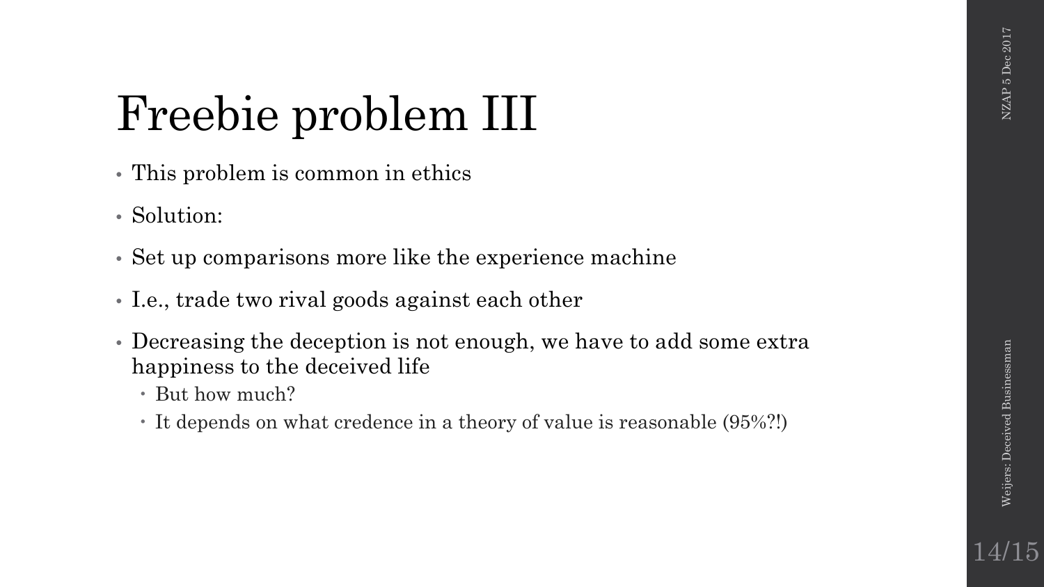# Freebie problem III

- This problem is common in ethics
- Solution:
- Set up comparisons more like the experience machine
- I.e., trade two rival goods against each other
- Decreasing the deception is not enough, we have to add some extra happiness to the deceived life
  - But how much?
  - It depends on what credence in a theory of value is reasonable (95%?!)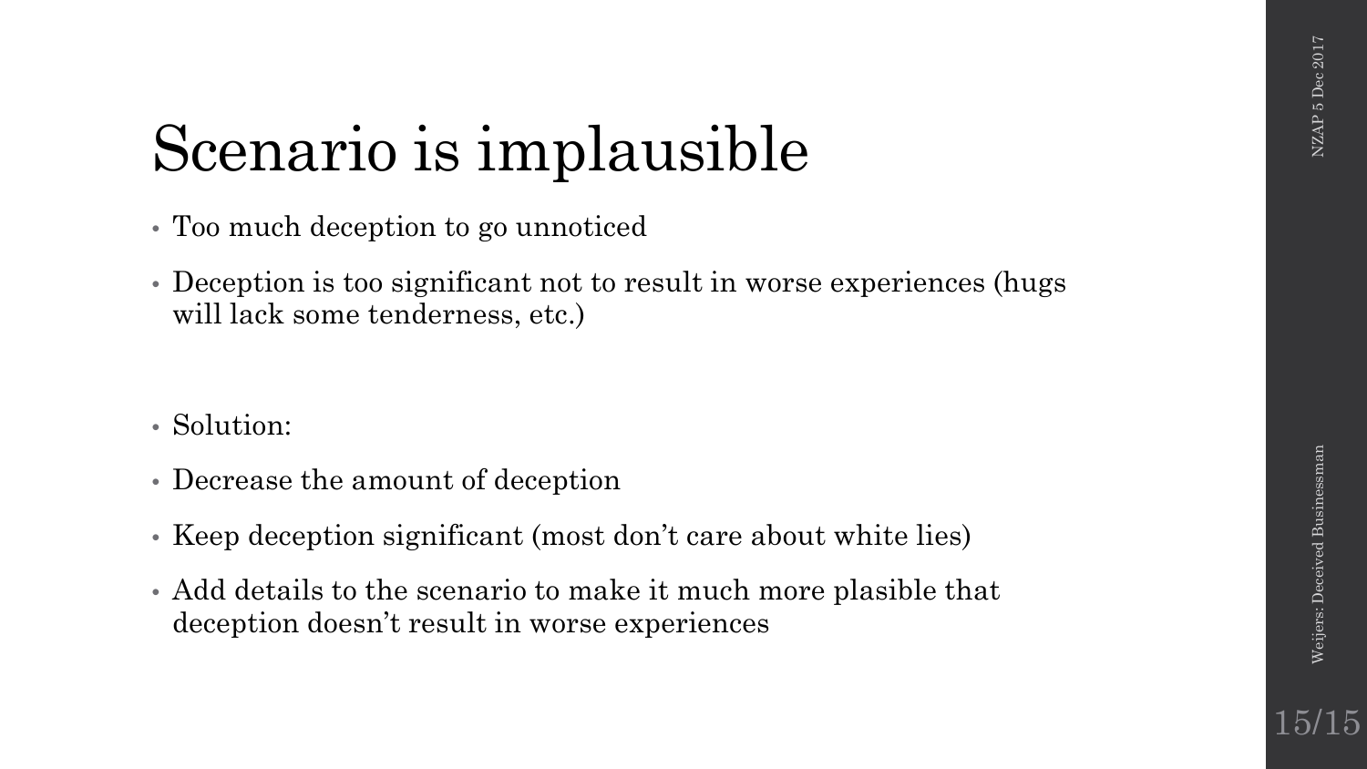# Scenario is implausible

- Too much deception to go unnoticed
- Deception is too significant not to result in worse experiences (hugs will lack some tenderness, etc.)

- Solution:
- Decrease the amount of deception
- Keep deception significant (most don't care about white lies)
- Add details to the scenario to make it much more plasible that deception doesn't result in worse experiences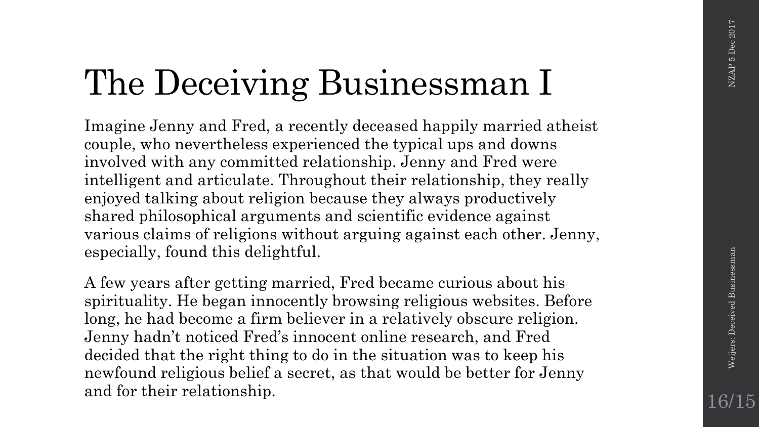# The Deceiving Businessman I

Imagine Jenny and Fred, a recently deceased happily married atheist couple, who nevertheless experienced the typical ups and downs involved with any committed relationship. Jenny and Fred were intelligent and articulate. Throughout their relationship, they really enjoyed talking about religion because they always productively shared philosophical arguments and scientific evidence against various claims of religions without arguing against each other. Jenny, especially, found this delightful.

A few years after getting married, Fred became curious about his spirituality. He began innocently browsing religious websites. Before long, he had become a firm believer in a relatively obscure religion. Jenny hadn't noticed Fred's innocent online research, and Fred decided that the right thing to do in the situation was to keep his newfound religious belief a secret, as that would be better for Jenny and for their relationship.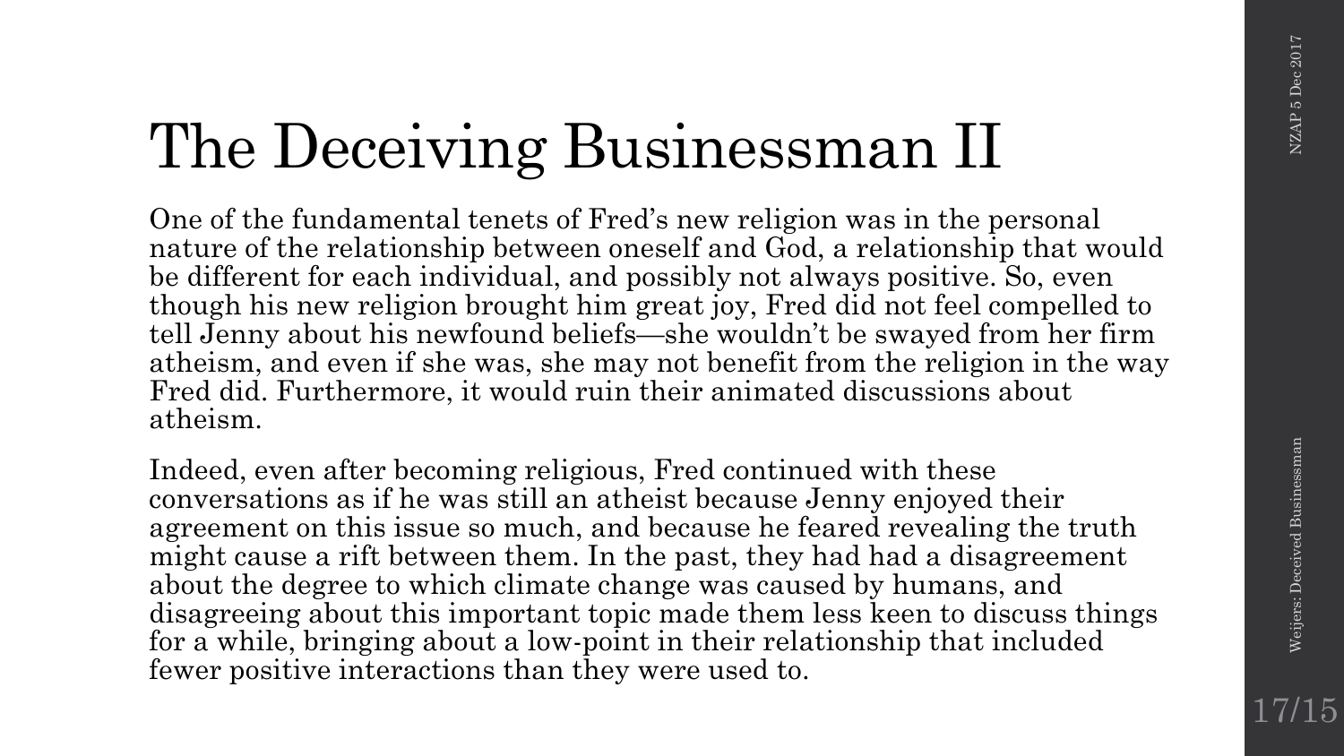# The Deceiving Businessman II

One of the fundamental tenets of Fred's new religion was in the personal nature of the relationship between oneself and God, a relationship that would be different for each individual, and possibly not always positive. So, even though his new religion brought him great joy, Fred did not feel compelled to tell Jenny about his newfound beliefs—she wouldn't be swayed from her firm atheism, and even if she was, she may not benefit from the religion in the way Fred did. Furthermore, it would ruin their animated discussions about atheism.

Indeed, even after becoming religious, Fred continued with these conversations as if he was still an atheist because Jenny enjoyed their agreement on this issue so much, and because he feared revealing the truth might cause a rift between them. In the past, they had had a disagreement about the degree to which climate change was caused by humans, and disagreeing about this important topic made them less keen to discuss things for a while, bringing about a low-point in their relationship that included fewer positive interactions than they were used to.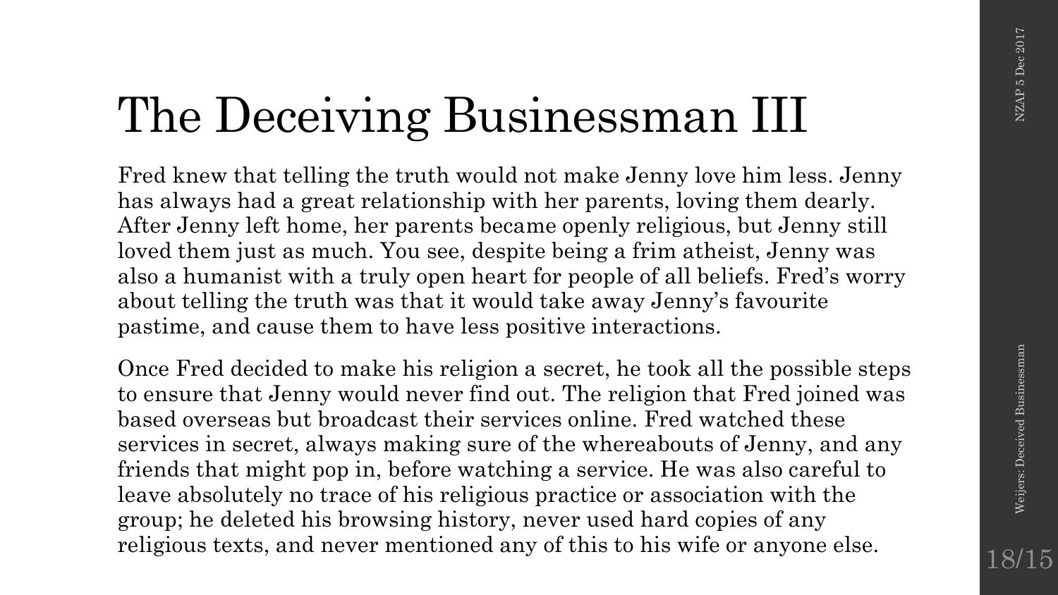# The Deceiving Businessman III

Fred knew that telling the truth would not make Jenny love him less. Jenny has always had a great relationship with her parents, loving them dearly. After Jenny left home, her parents became openly religious, but Jenny still loved them just as much. You see, despite being a frim atheist, Jenny was also a humanist with a truly open heart for people of all beliefs. Fred's worry about telling the truth was that it would take away Jenny's favourite pastime, and cause them to have less positive interactions.

Once Fred decided to make his religion a secret, he took all the possible steps to ensure that Jenny would never find out. The religion that Fred joined was based overseas but broadcast their services online. Fred watched these services in secret, always making sure of the whereabouts of Jenny, and any friends that might pop in, before watching a service. He was also careful to leave absolutely no trace of his religious practice or association with the group; he deleted his browsing history, never used hard copies of any religious texts, and never mentioned any of this to his wife or anyone else.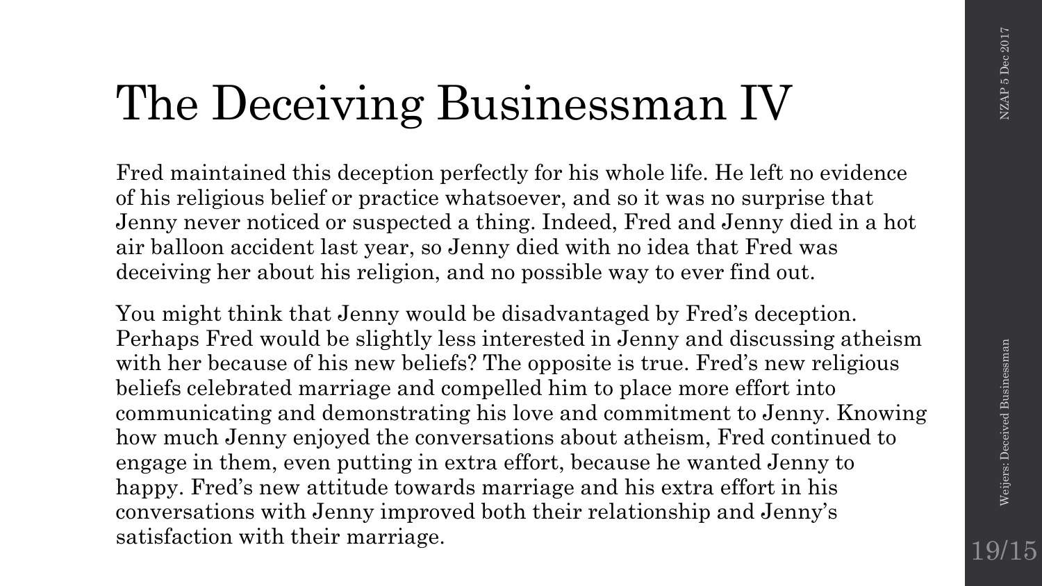# The Deceiving Businessman IV

Fred maintained this deception perfectly for his whole life. He left no evidence of his religious belief or practice whatsoever, and so it was no surprise that Jenny never noticed or suspected a thing. Indeed, Fred and Jenny died in a hot air balloon accident last year, so Jenny died with no idea that Fred was deceiving her about his religion, and no possible way to ever find out.

You might think that Jenny would be disadvantaged by Fred's deception. Perhaps Fred would be slightly less interested in Jenny and discussing atheism with her because of his new beliefs? The opposite is true. Fred's new religious beliefs celebrated marriage and compelled him to place more effort into communicating and demonstrating his love and commitment to Jenny. Knowing how much Jenny enjoyed the conversations about atheism, Fred continued to engage in them, even putting in extra effort, because he wanted Jenny to happy. Fred's new attitude towards marriage and his extra effort in his conversations with Jenny improved both their relationship and Jenny's satisfaction with their marriage.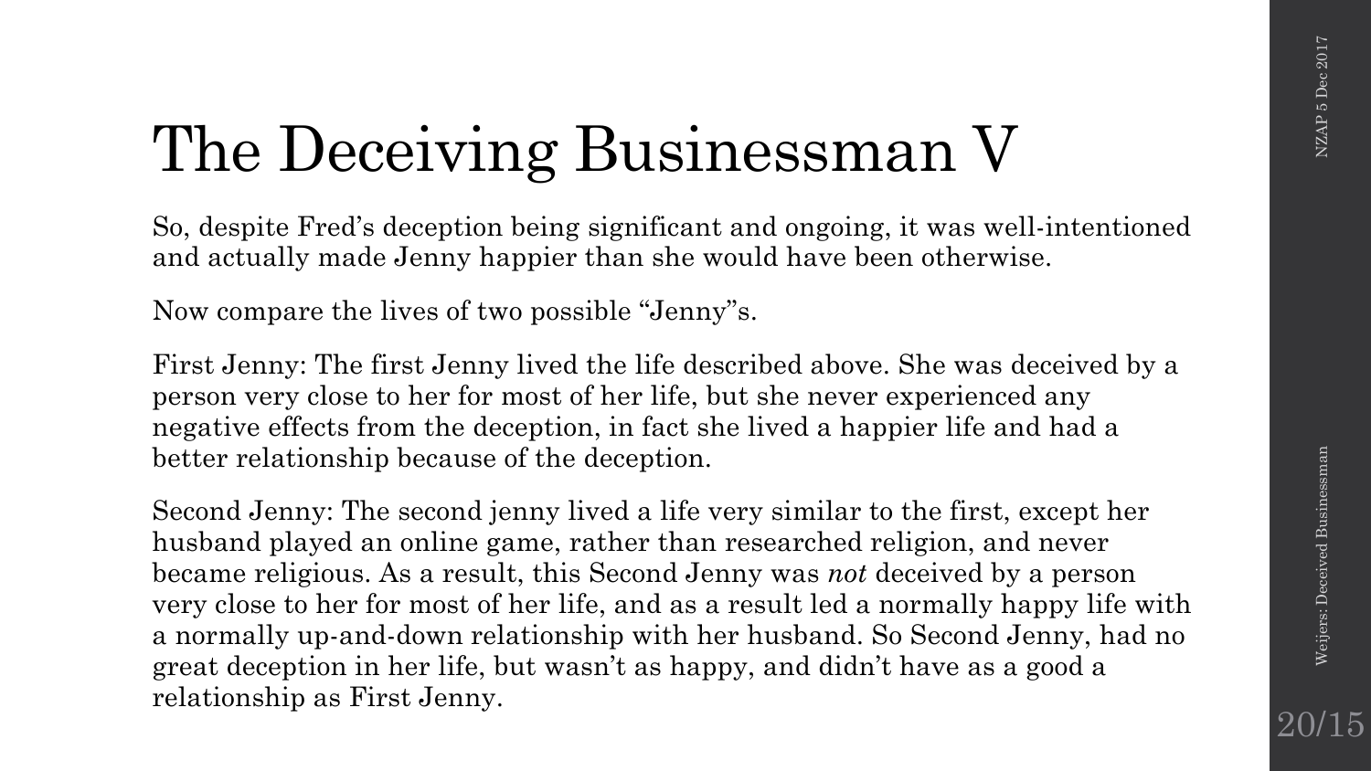# The Deceiving Businessman V

So, despite Fred's deception being significant and ongoing, it was well-intentioned and actually made Jenny happier than she would have been otherwise.

Now compare the lives of two possible "Jenny"s.

First Jenny: The first Jenny lived the life described above. She was deceived by a person very close to her for most of her life, but she never experienced any negative effects from the deception, in fact she lived a happier life and had a better relationship because of the deception.

Second Jenny: The second jenny lived a life very similar to the first, except her husband played an online game, rather than researched religion, and never became religious. As a result, this Second Jenny was *not* deceived by a person very close to her for most of her life, and as a result led a normally happy life with a normally up-and-down relationship with her husband. So Second Jenny, had no great deception in her life, but wasn't as happy, and didn't have as a good a relationship as First Jenny.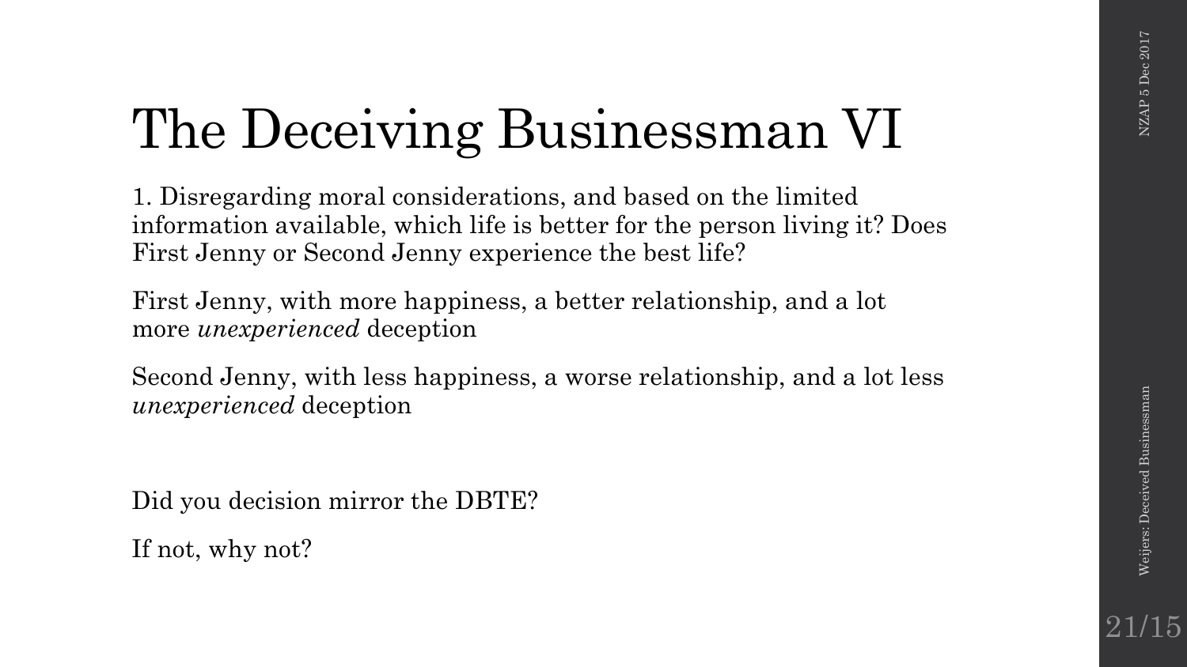# The Deceiving Businessman VI

1. Disregarding moral considerations, and based on the limited information available, which life is better for the person living it? Does First Jenny or Second Jenny experience the best life?

First Jenny, with more happiness, a better relationship, and a lot more *unexperienced* deception

Second Jenny, with less happiness, a worse relationship, and a lot less *unexperienced* deception

Did you decision mirror the DBTE?

If not, why not?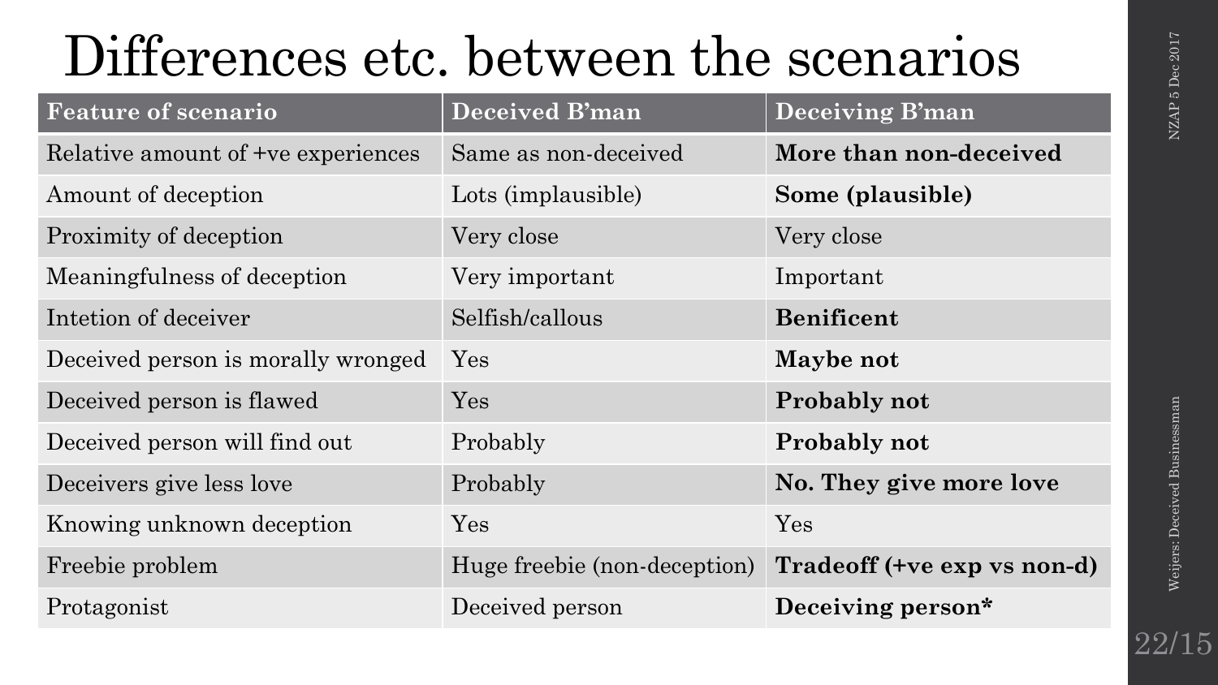# Differences etc. between the scenarios

| Feature of scenario | Deceived B'man | Deceiving B'man |
|---|---|---|
| Relative amount of +ve experiences | Same as non-deceived | **More than non-deceived** |
| Amount of deception | Lots (implausible) | **Some (plausible)** |
| Proximity of deception | Very close | Very close |
| Meaningfulness of deception | Very important | Important |
| Intetion of deceiver | Selfish/callous | **Benificent** |
| Deceived person is morally wronged | Yes | **Maybe not** |
| Deceived person is flawed | Yes | **Probably not** |
| Deceived person will find out | Probably | **Probably not** |
| Deceivers give less love | Probably | **No. They give more love** |
| Knowing unknown deception | Yes | Yes |
| Freebie problem | Huge freebie (non-deception) | **Tradeoff (+ve exp vs non-d)** |
| Protagonist | Deceived person | **Deceiving person*** |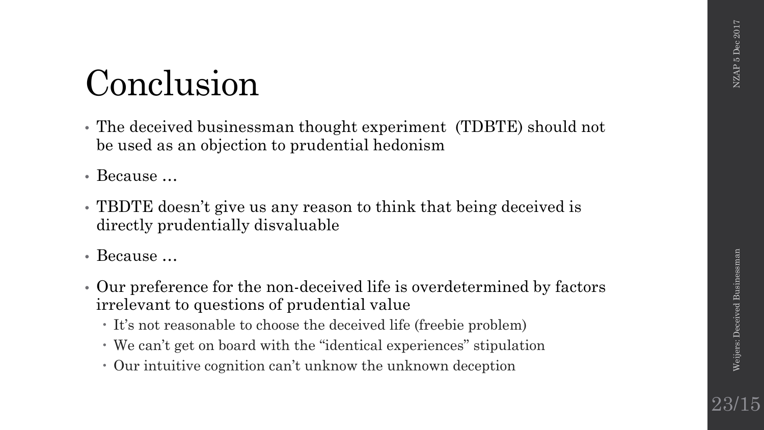# Conclusion

- The deceived businessman thought experiment (TDBTE) should not be used as an objection to prudential hedonism
- Because …
- TBDTE doesn't give us any reason to think that being deceived is directly prudentially disvaluable
- Because …
- Our preference for the non-deceived life is overdetermined by factors irrelevant to questions of prudential value
  - It's not reasonable to choose the deceived life (freebie problem)
  - We can't get on board with the "identical experiences" stipulation
  - Our intuitive cognition can't unknow the unknown deception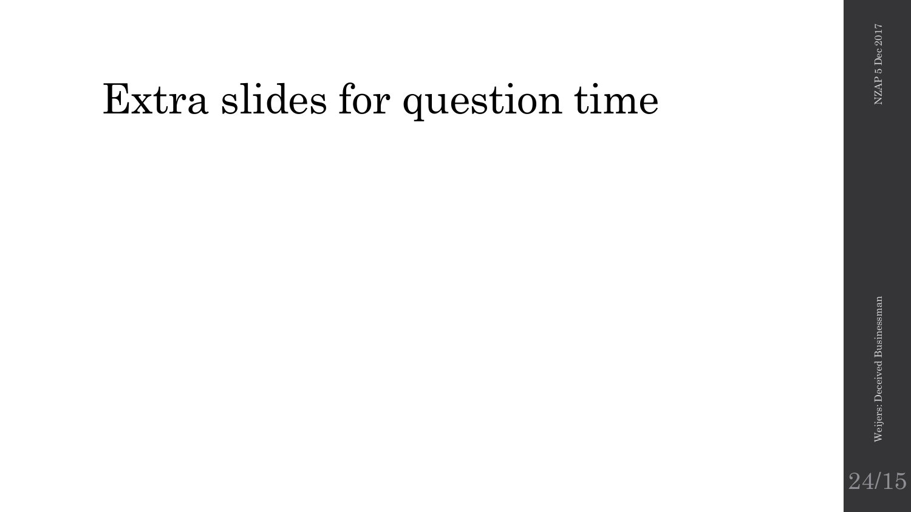# Extra slides for question time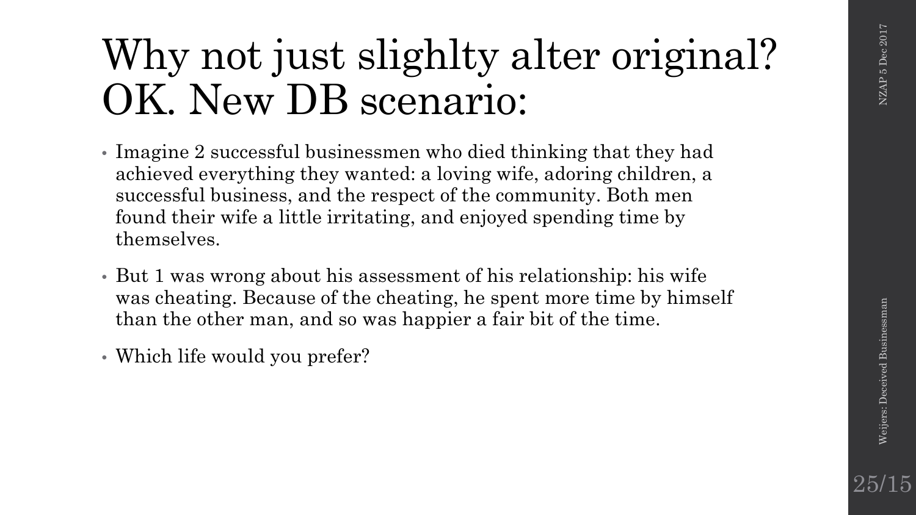# Why not just slighlty alter original? OK. New DB scenario:

- Imagine 2 successful businessmen who died thinking that they had achieved everything they wanted: a loving wife, adoring children, a successful business, and the respect of the community. Both men found their wife a little irritating, and enjoyed spending time by themselves.
- But 1 was wrong about his assessment of his relationship: his wife was cheating. Because of the cheating, he spent more time by himself than the other man, and so was happier a fair bit of the time.
- Which life would you prefer?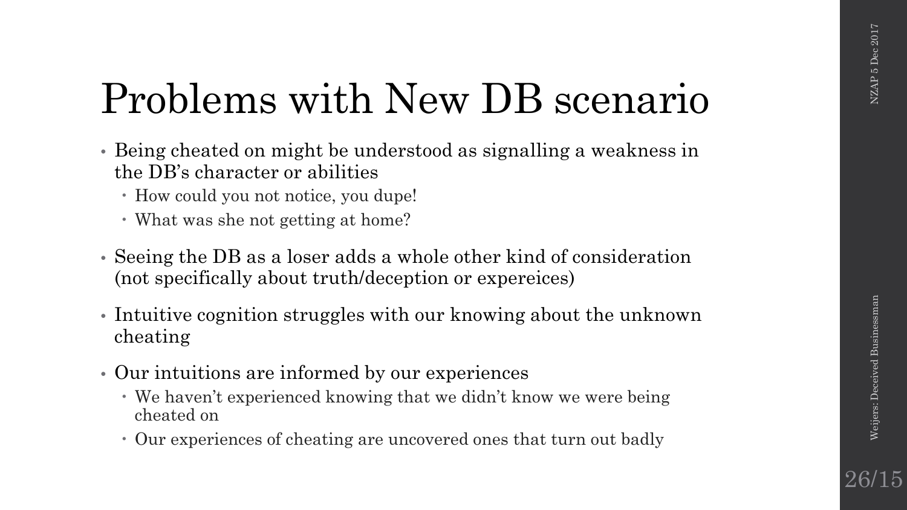# Problems with New DB scenario

- Being cheated on might be understood as signalling a weakness in the DB's character or abilities
  - How could you not notice, you dupe!
  - What was she not getting at home?
- Seeing the DB as a loser adds a whole other kind of consideration (not specifically about truth/deception or expereices)
- Intuitive cognition struggles with our knowing about the unknown cheating
- Our intuitions are informed by our experiences
  - We haven't experienced knowing that we didn't know we were being cheated on
  - Our experiences of cheating are uncovered ones that turn out badly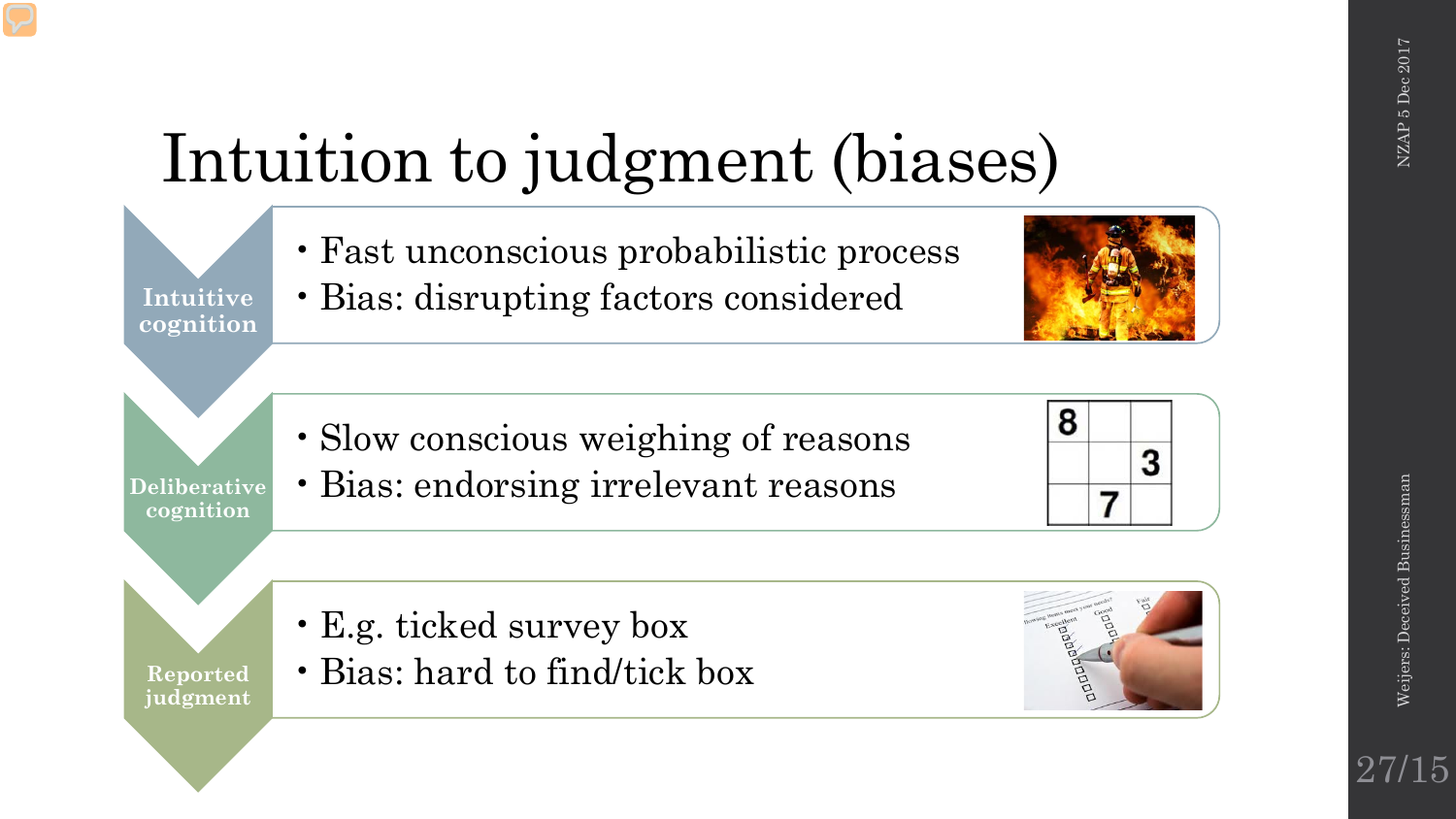# Intuition to judgment (biases)

**Intuitive cognition**

- Fast unconscious probabilistic process
- Bias: disrupting factors considered

**Deliberative cognition**

- Slow conscious weighing of reasons
- Bias: endorsing irrelevant reasons

**Reported judgment**

- E.g. ticked survey box
- Bias: hard to find/tick box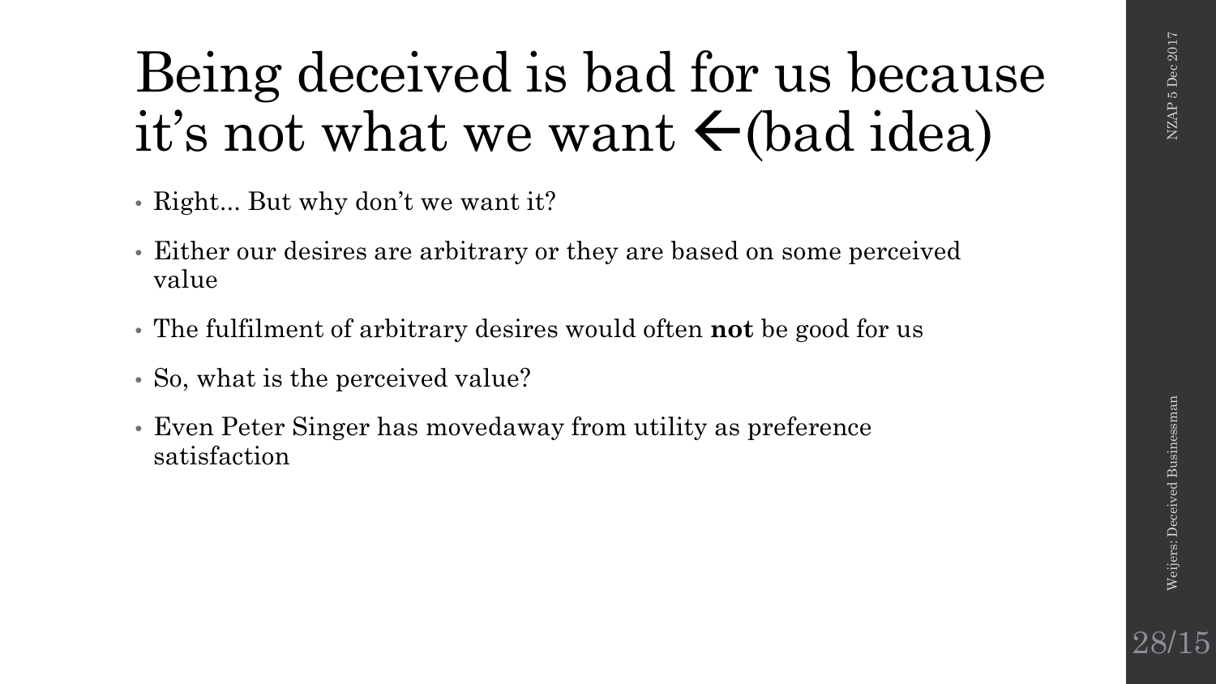# Being deceived is bad for us because it's not what we want ←(bad idea)

- Right... But why don't we want it?
- Either our desires are arbitrary or they are based on some perceived value
- The fulfilment of arbitrary desires would often **not** be good for us
- So, what is the perceived value?
- Even Peter Singer has movedaway from utility as preference satisfaction